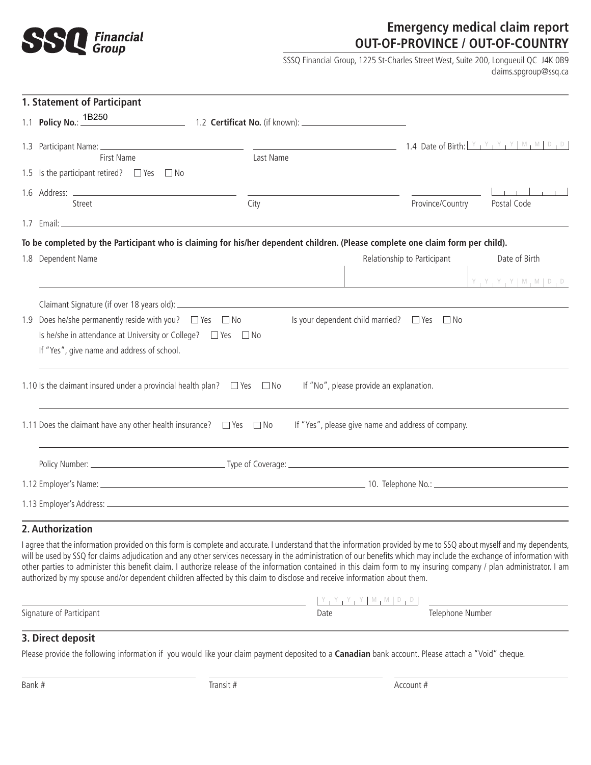**SSQ Financial Group**

# Emergency medical claim report
## OUT-OF-PROVINCE / OUT-OF-COUNTRY

SSSQ Financial Group, 1225 St-Charles Street West, Suite 200, Longueuil QC J4K 0B9
claims.spgroup@ssq.ca

## 1. Statement of Participant

1.1 **Policy No.**: 1B250 1.2 **Certificat No.** (if known): \_\_\_\_\_\_\_\_\_\_

1.3 Participant Name: \_\_\_\_\_\_\_\_\_\_ (First Name) \_\_\_\_\_\_\_\_\_\_ (Last Name) 1.4 Date of Birth: Y Y Y Y | M M | D D

1.5 Is the participant retired? ☐ Yes ☐ No

1.6 Address: \_\_\_\_\_\_\_\_\_\_ (Street) \_\_\_\_\_\_\_\_\_\_ (City) \_\_\_\_\_\_\_\_\_\_ (Province/Country) \_\_\_\_\_\_\_\_\_\_ (Postal Code)

1.7 Email: \_\_\_\_\_\_\_\_\_\_

**To be completed by the Participant who is claiming for his/her dependent children. (Please complete one claim form per child).**

| 1.8 Dependent Name | Relationship to Participant | Date of Birth |
|---|---|---|
| | | Y Y Y Y \| M M \| D D |

Claimant Signature (if over 18 years old): \_\_\_\_\_\_\_\_\_\_

1.9 Does he/she permanently reside with you? ☐ Yes ☐ No Is your dependent child married? ☐ Yes ☐ No

Is he/she in attendance at University or College? ☐ Yes ☐ No

If "Yes", give name and address of school.

\_\_\_\_\_\_\_\_\_\_

1.10 Is the claimant insured under a provincial health plan? ☐ Yes ☐ No If "No", please provide an explanation.

\_\_\_\_\_\_\_\_\_\_

1.11 Does the claimant have any other health insurance? ☐ Yes ☐ No If "Yes", please give name and address of company.

\_\_\_\_\_\_\_\_\_\_

Policy Number: \_\_\_\_\_\_\_\_\_\_ Type of Coverage: \_\_\_\_\_\_\_\_\_\_

1.12 Employer's Name: \_\_\_\_\_\_\_\_\_\_ 10. Telephone No.: \_\_\_\_\_\_\_\_\_\_

1.13 Employer's Address: \_\_\_\_\_\_\_\_\_\_

## 2. Authorization

I agree that the information provided on this form is complete and accurate. I understand that the information provided by me to SSQ about myself and my dependents, will be used by SSQ for claims adjudication and any other services necessary in the administration of our benefits which may include the exchange of information with other parties to administer this benefit claim. I authorize release of the information contained in this claim form to my insuring company / plan administrator. I am authorized by my spouse and/or dependent children affected by this claim to disclose and receive information about them.

\_\_\_\_\_\_\_\_\_\_ Signature of Participant Y Y Y Y | M M | D D Date \_\_\_\_\_\_\_\_\_\_ Telephone Number

## 3. Direct deposit

Please provide the following information if you would like your claim payment deposited to a **Canadian** bank account. Please attach a "Void" cheque.

\_\_\_\_\_\_\_\_\_\_ Bank # \_\_\_\_\_\_\_\_\_\_ Transit # \_\_\_\_\_\_\_\_\_\_ Account #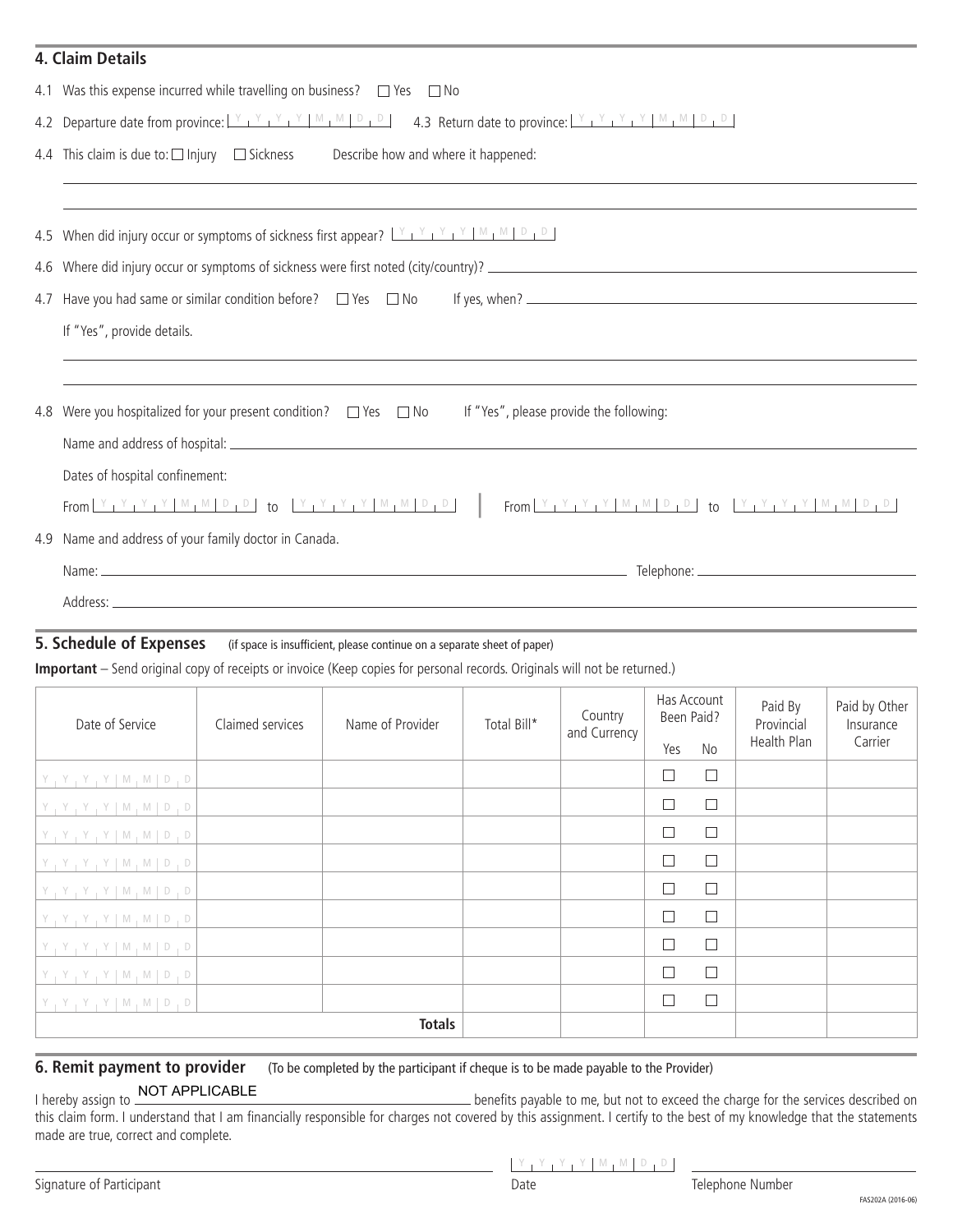## 4. Claim Details

4.1 Was this expense incurred while travelling on business? ☐ Yes ☐ No

4.2 Departure date from province: Y Y Y Y | M M | D D    4.3 Return date to province: Y Y Y Y | M M | D D

4.4 This claim is due to: ☐ Injury ☐ Sickness    Describe how and where it happened:

_______________________________________________

_______________________________________________

4.5 When did injury occur or symptoms of sickness first appear? Y Y Y Y | M M | D D

4.6 Where did injury occur or symptoms of sickness were first noted (city/country)? _______________

4.7 Have you had same or similar condition before? ☐ Yes ☐ No    If yes, when? _______________

If "Yes", provide details.

_______________________________________________

_______________________________________________

4.8 Were you hospitalized for your present condition? ☐ Yes ☐ No    If "Yes", please provide the following:

Name and address of hospital: _______________

Dates of hospital confinement:

From Y Y Y Y | M M | D D to Y Y Y Y | M M | D D    From Y Y Y Y | M M | D D to Y Y Y Y | M M | D D

4.9 Name and address of your family doctor in Canada.

Name: _______________ Telephone: _______________

Address: _______________

## 5. Schedule of Expenses

(if space is insufficient, please continue on a separate sheet of paper)

**Important** – Send original copy of receipts or invoice (Keep copies for personal records. Originals will not be returned.)

| Date of Service | Claimed services | Name of Provider | Total Bill* | Country and Currency | Has Account Been Paid? | | Paid By Provincial Health Plan | Paid by Other Insurance Carrier |
|---|---|---|---|---|---|---|---|---|
| | | | | | Yes | No | | |
| Y Y Y Y \| M M \| D D | | | | | ☐ | ☐ | | |
| Y Y Y Y \| M M \| D D | | | | | ☐ | ☐ | | |
| Y Y Y Y \| M M \| D D | | | | | ☐ | ☐ | | |
| Y Y Y Y \| M M \| D D | | | | | ☐ | ☐ | | |
| Y Y Y Y \| M M \| D D | | | | | ☐ | ☐ | | |
| Y Y Y Y \| M M \| D D | | | | | ☐ | ☐ | | |
| Y Y Y Y \| M M \| D D | | | | | ☐ | ☐ | | |
| Y Y Y Y \| M M \| D D | | | | | ☐ | ☐ | | |
| Y Y Y Y \| M M \| D D | | | | | ☐ | ☐ | | |
| | | **Totals** | | | | | | |

## 6. Remit payment to provider

(To be completed by the participant if cheque is to be made payable to the Provider)

I hereby assign to NOT APPLICABLE benefits payable to me, but not to exceed the charge for the services described on this claim form. I understand that I am financially responsible for charges not covered by this assignment. I certify to the best of my knowledge that the statements made are true, correct and complete.

_______________    Y Y Y Y | M M | D D    _______________

Signature of Participant    Date    Telephone Number

FAS202A (2016-06)